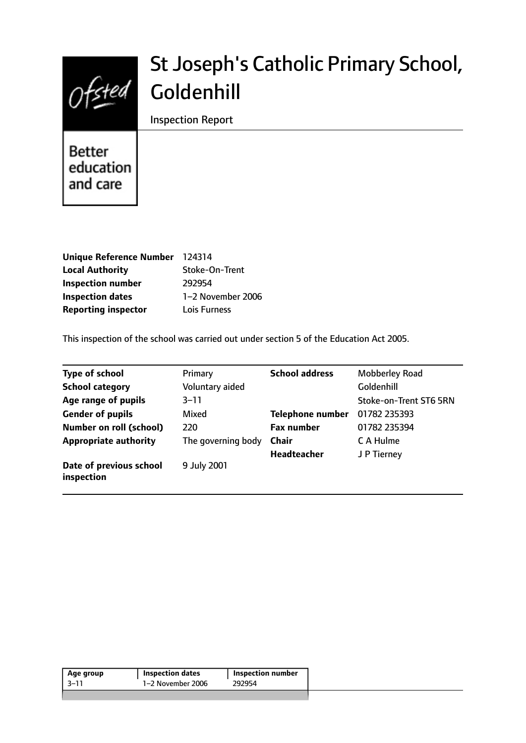# St Joseph's Catholic Primary School, Goldenhill

Inspection Report

Better education and care

| | |
|---|---|
| **Unique Reference Number** | 124314 |
| **Local Authority** | Stoke-On-Trent |
| **Inspection number** | 292954 |
| **Inspection dates** | 1–2 November 2006 |
| **Reporting inspector** | Lois Furness |

This inspection of the school was carried out under section 5 of the Education Act 2005.

| | | | |
|---|---|---|---|
| **Type of school** | Primary | **School address** | Mobberley Road |
| **School category** | Voluntary aided | | Goldenhill |
| **Age range of pupils** | 3–11 | | Stoke-on-Trent ST6 5RN |
| **Gender of pupils** | Mixed | **Telephone number** | 01782 235393 |
| **Number on roll (school)** | 220 | **Fax number** | 01782 235394 |
| **Appropriate authority** | The governing body | **Chair** | C A Hulme |
| | | **Headteacher** | J P Tierney |
| **Date of previous school inspection** | 9 July 2001 | | |

| Age group | Inspection dates | Inspection number |
|---|---|---|
| 3–11 | 1–2 November 2006 | 292954 |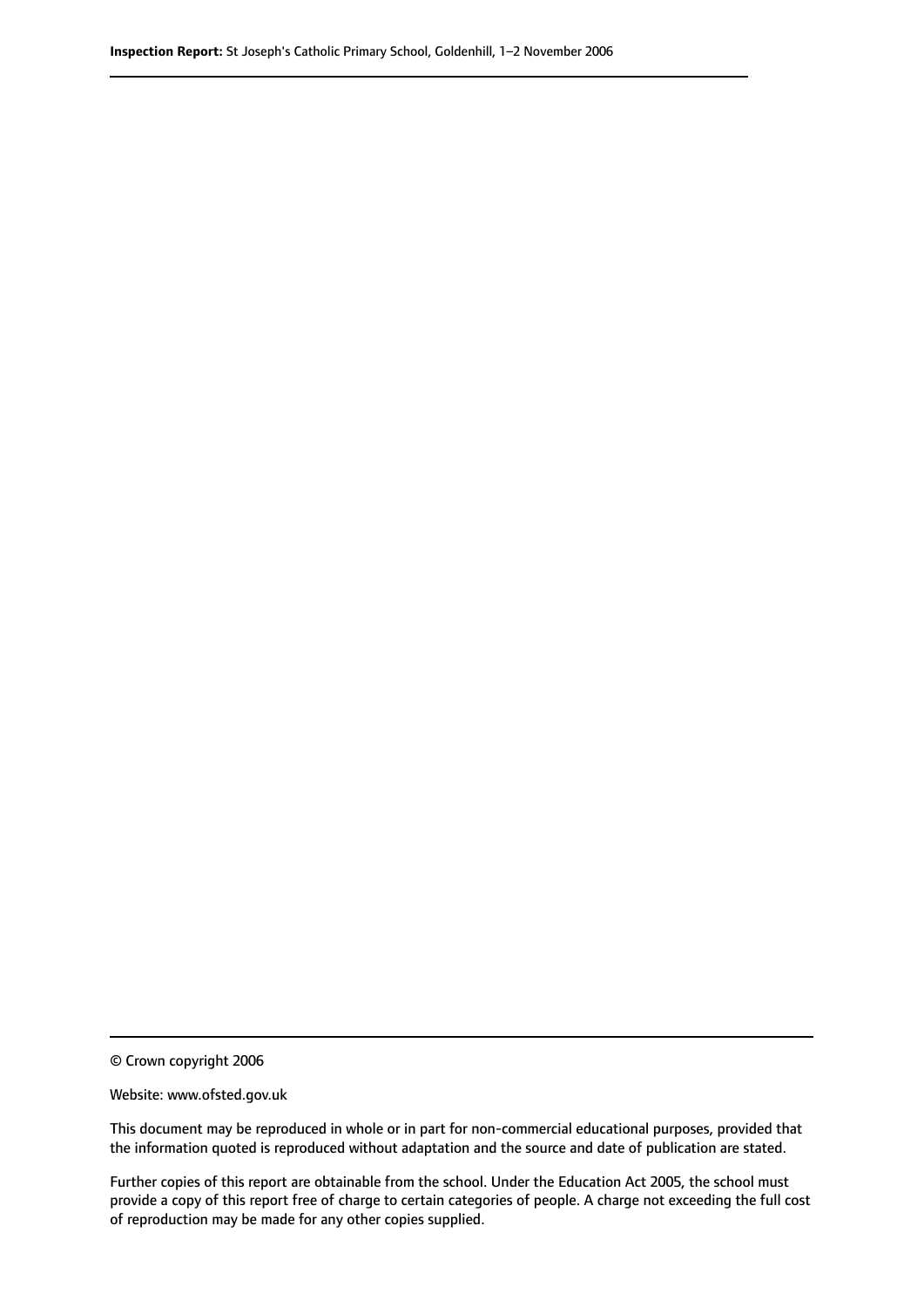© Crown copyright 2006

Website: www.ofsted.gov.uk

This document may be reproduced in whole or in part for non-commercial educational purposes, provided that the information quoted is reproduced without adaptation and the source and date of publication are stated.

Further copies of this report are obtainable from the school. Under the Education Act 2005, the school must provide a copy of this report free of charge to certain categories of people. A charge not exceeding the full cost of reproduction may be made for any other copies supplied.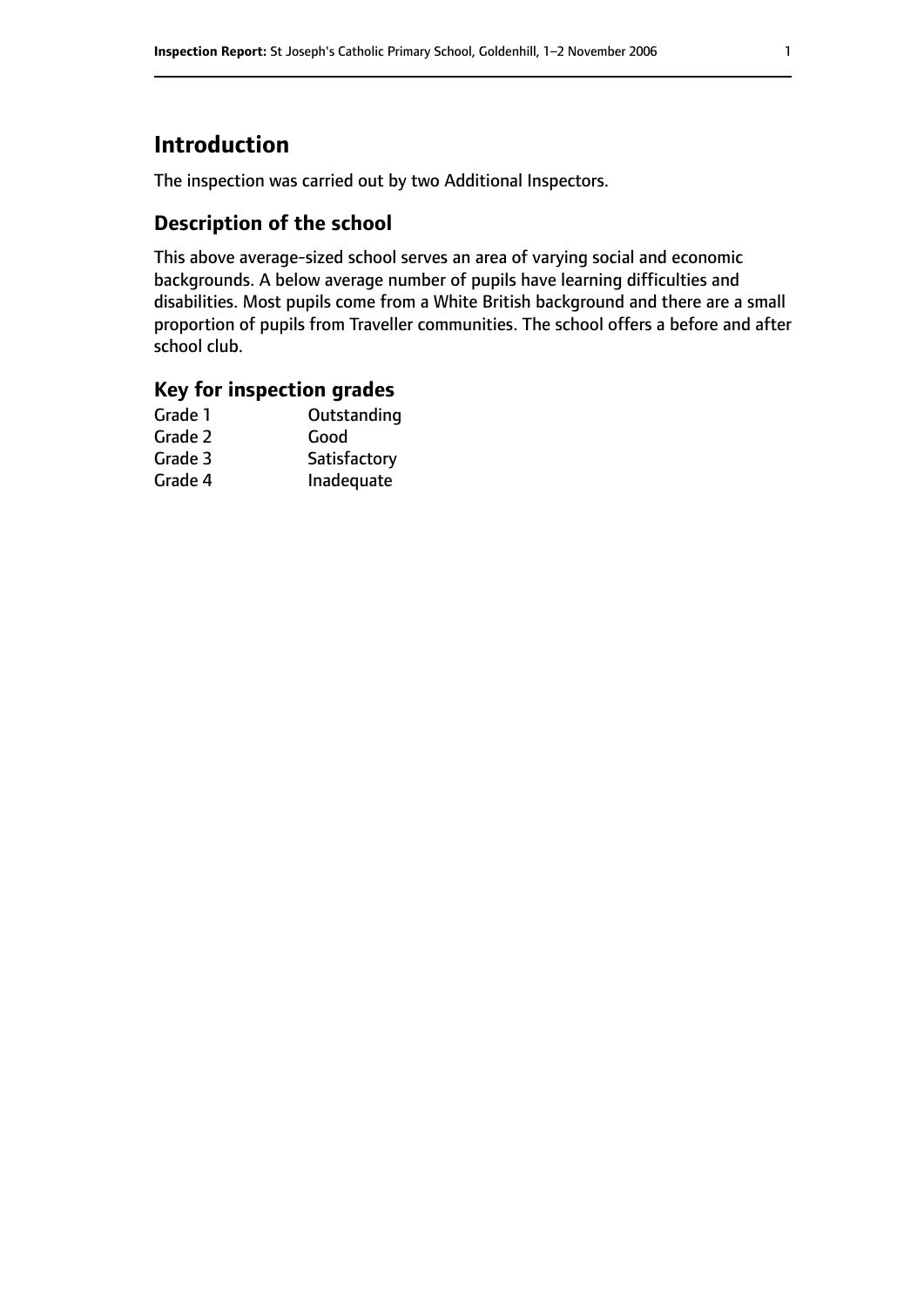# Introduction

The inspection was carried out by two Additional Inspectors.

## Description of the school

This above average-sized school serves an area of varying social and economic backgrounds. A below average number of pupils have learning difficulties and disabilities. Most pupils come from a White British background and there are a small proportion of pupils from Traveller communities. The school offers a before and after school club.

## Key for inspection grades

| | |
|---|---|
| Grade 1 | Outstanding |
| Grade 2 | Good |
| Grade 3 | Satisfactory |
| Grade 4 | Inadequate |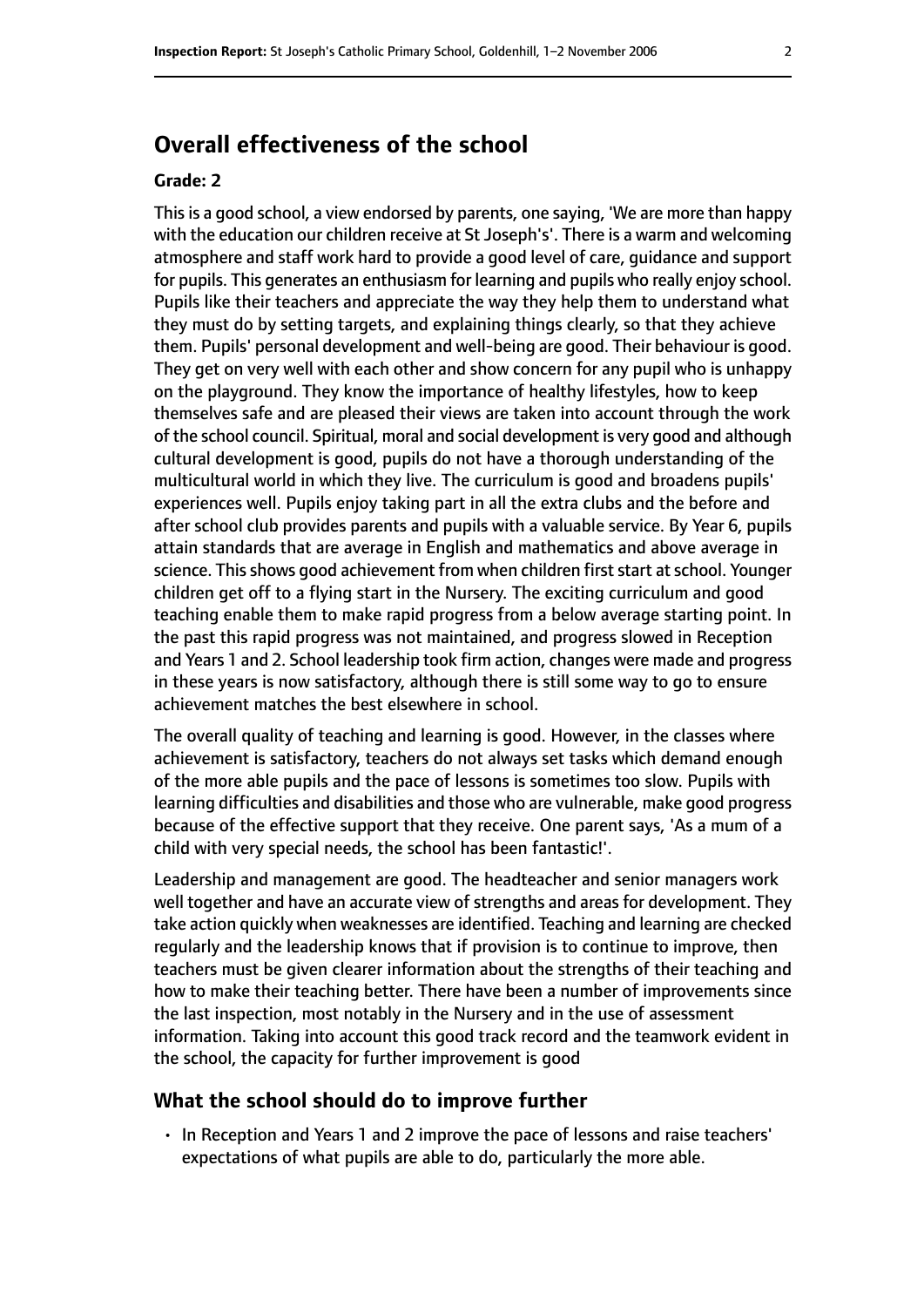## Overall effectiveness of the school

### Grade: 2

This is a good school, a view endorsed by parents, one saying, 'We are more than happy with the education our children receive at St Joseph's'. There is a warm and welcoming atmosphere and staff work hard to provide a good level of care, guidance and support for pupils. This generates an enthusiasm for learning and pupils who really enjoy school. Pupils like their teachers and appreciate the way they help them to understand what they must do by setting targets, and explaining things clearly, so that they achieve them. Pupils' personal development and well-being are good. Their behaviour is good. They get on very well with each other and show concern for any pupil who is unhappy on the playground. They know the importance of healthy lifestyles, how to keep themselves safe and are pleased their views are taken into account through the work of the school council. Spiritual, moral and social development is very good and although cultural development is good, pupils do not have a thorough understanding of the multicultural world in which they live. The curriculum is good and broadens pupils' experiences well. Pupils enjoy taking part in all the extra clubs and the before and after school club provides parents and pupils with a valuable service. By Year 6, pupils attain standards that are average in English and mathematics and above average in science. This shows good achievement from when children first start at school. Younger children get off to a flying start in the Nursery. The exciting curriculum and good teaching enable them to make rapid progress from a below average starting point. In the past this rapid progress was not maintained, and progress slowed in Reception and Years 1 and 2. School leadership took firm action, changes were made and progress in these years is now satisfactory, although there is still some way to go to ensure achievement matches the best elsewhere in school.

The overall quality of teaching and learning is good. However, in the classes where achievement is satisfactory, teachers do not always set tasks which demand enough of the more able pupils and the pace of lessons is sometimes too slow. Pupils with learning difficulties and disabilities and those who are vulnerable, make good progress because of the effective support that they receive. One parent says, 'As a mum of a child with very special needs, the school has been fantastic!'.

Leadership and management are good. The headteacher and senior managers work well together and have an accurate view of strengths and areas for development. They take action quickly when weaknesses are identified. Teaching and learning are checked regularly and the leadership knows that if provision is to continue to improve, then teachers must be given clearer information about the strengths of their teaching and how to make their teaching better. There have been a number of improvements since the last inspection, most notably in the Nursery and in the use of assessment information. Taking into account this good track record and the teamwork evident in the school, the capacity for further improvement is good

## What the school should do to improve further

- In Reception and Years 1 and 2 improve the pace of lessons and raise teachers' expectations of what pupils are able to do, particularly the more able.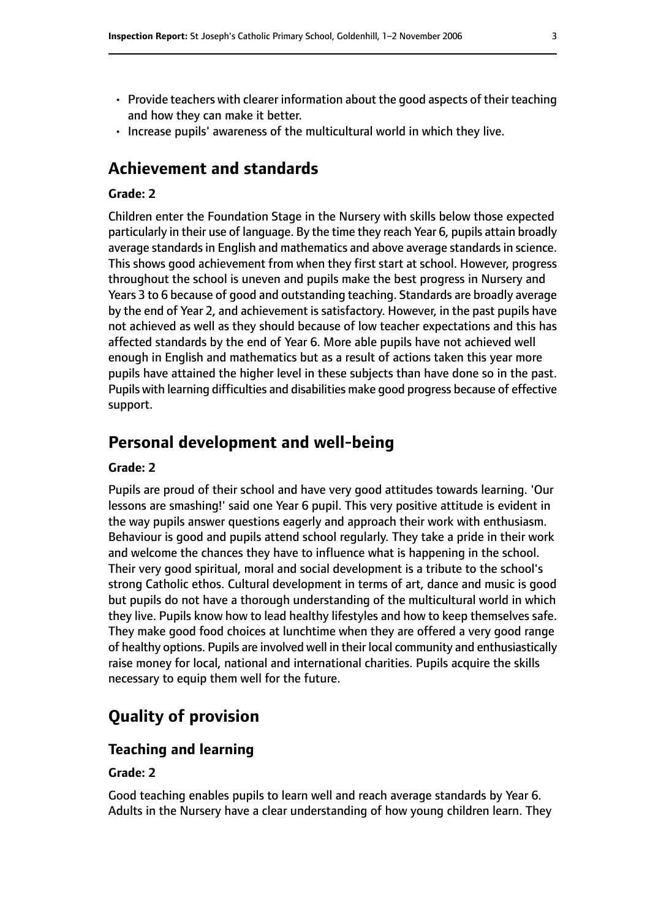- Provide teachers with clearer information about the good aspects of their teaching and how they can make it better.
- Increase pupils' awareness of the multicultural world in which they live.

## Achievement and standards

**Grade: 2**

Children enter the Foundation Stage in the Nursery with skills below those expected particularly in their use of language. By the time they reach Year 6, pupils attain broadly average standards in English and mathematics and above average standards in science. This shows good achievement from when they first start at school. However, progress throughout the school is uneven and pupils make the best progress in Nursery and Years 3 to 6 because of good and outstanding teaching. Standards are broadly average by the end of Year 2, and achievement is satisfactory. However, in the past pupils have not achieved as well as they should because of low teacher expectations and this has affected standards by the end of Year 6. More able pupils have not achieved well enough in English and mathematics but as a result of actions taken this year more pupils have attained the higher level in these subjects than have done so in the past. Pupils with learning difficulties and disabilities make good progress because of effective support.

## Personal development and well-being

**Grade: 2**

Pupils are proud of their school and have very good attitudes towards learning. 'Our lessons are smashing!' said one Year 6 pupil. This very positive attitude is evident in the way pupils answer questions eagerly and approach their work with enthusiasm. Behaviour is good and pupils attend school regularly. They take a pride in their work and welcome the chances they have to influence what is happening in the school. Their very good spiritual, moral and social development is a tribute to the school's strong Catholic ethos. Cultural development in terms of art, dance and music is good but pupils do not have a thorough understanding of the multicultural world in which they live. Pupils know how to lead healthy lifestyles and how to keep themselves safe. They make good food choices at lunchtime when they are offered a very good range of healthy options. Pupils are involved well in their local community and enthusiastically raise money for local, national and international charities. Pupils acquire the skills necessary to equip them well for the future.

## Quality of provision

### Teaching and learning

**Grade: 2**

Good teaching enables pupils to learn well and reach average standards by Year 6. Adults in the Nursery have a clear understanding of how young children learn. They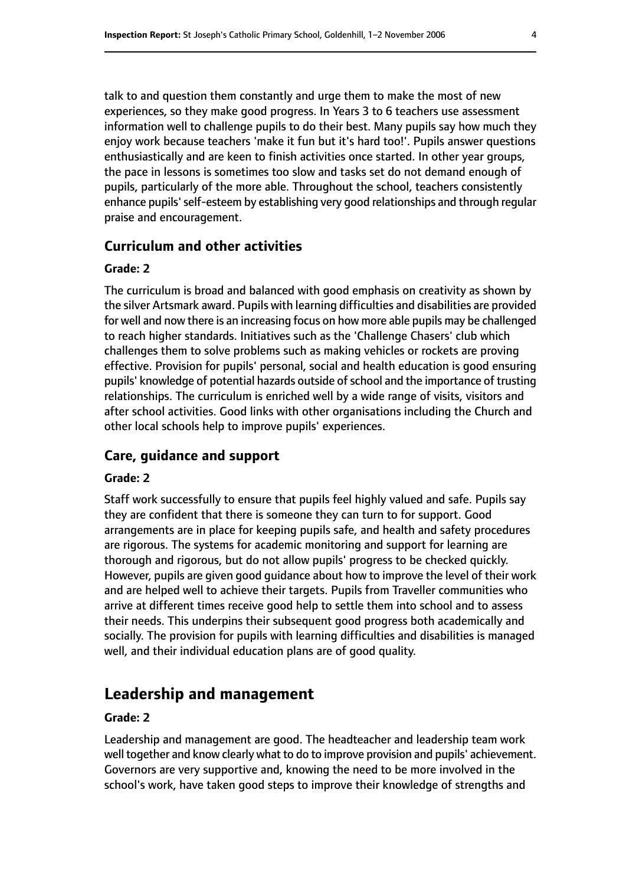talk to and question them constantly and urge them to make the most of new experiences, so they make good progress. In Years 3 to 6 teachers use assessment information well to challenge pupils to do their best. Many pupils say how much they enjoy work because teachers 'make it fun but it's hard too!'. Pupils answer questions enthusiastically and are keen to finish activities once started. In other year groups, the pace in lessons is sometimes too slow and tasks set do not demand enough of pupils, particularly of the more able. Throughout the school, teachers consistently enhance pupils' self-esteem by establishing very good relationships and through regular praise and encouragement.

### Curriculum and other activities

#### Grade: 2

The curriculum is broad and balanced with good emphasis on creativity as shown by the silver Artsmark award. Pupils with learning difficulties and disabilities are provided for well and now there is an increasing focus on how more able pupils may be challenged to reach higher standards. Initiatives such as the 'Challenge Chasers' club which challenges them to solve problems such as making vehicles or rockets are proving effective. Provision for pupils' personal, social and health education is good ensuring pupils' knowledge of potential hazards outside of school and the importance of trusting relationships. The curriculum is enriched well by a wide range of visits, visitors and after school activities. Good links with other organisations including the Church and other local schools help to improve pupils' experiences.

### Care, guidance and support

#### Grade: 2

Staff work successfully to ensure that pupils feel highly valued and safe. Pupils say they are confident that there is someone they can turn to for support. Good arrangements are in place for keeping pupils safe, and health and safety procedures are rigorous. The systems for academic monitoring and support for learning are thorough and rigorous, but do not allow pupils' progress to be checked quickly. However, pupils are given good guidance about how to improve the level of their work and are helped well to achieve their targets. Pupils from Traveller communities who arrive at different times receive good help to settle them into school and to assess their needs. This underpins their subsequent good progress both academically and socially. The provision for pupils with learning difficulties and disabilities is managed well, and their individual education plans are of good quality.

## Leadership and management

#### Grade: 2

Leadership and management are good. The headteacher and leadership team work well together and know clearly what to do to improve provision and pupils' achievement. Governors are very supportive and, knowing the need to be more involved in the school's work, have taken good steps to improve their knowledge of strengths and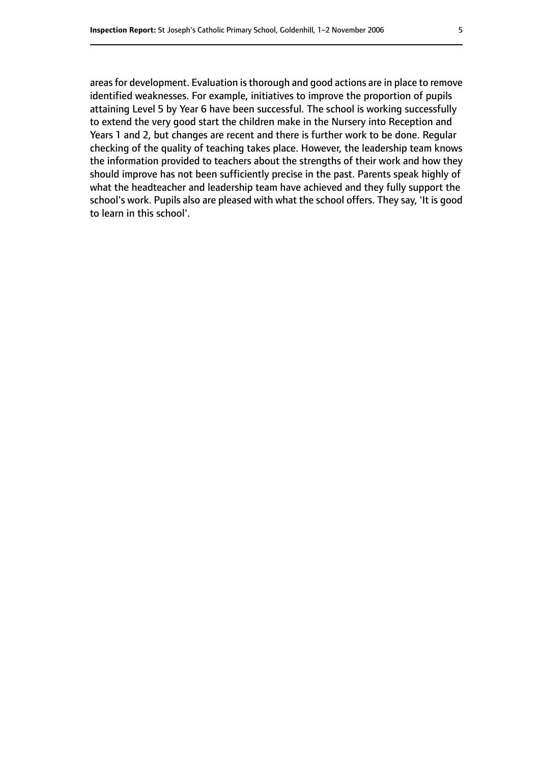areas for development. Evaluation is thorough and good actions are in place to remove identified weaknesses. For example, initiatives to improve the proportion of pupils attaining Level 5 by Year 6 have been successful. The school is working successfully to extend the very good start the children make in the Nursery into Reception and Years 1 and 2, but changes are recent and there is further work to be done. Regular checking of the quality of teaching takes place. However, the leadership team knows the information provided to teachers about the strengths of their work and how they should improve has not been sufficiently precise in the past. Parents speak highly of what the headteacher and leadership team have achieved and they fully support the school's work. Pupils also are pleased with what the school offers. They say, 'It is good to learn in this school'.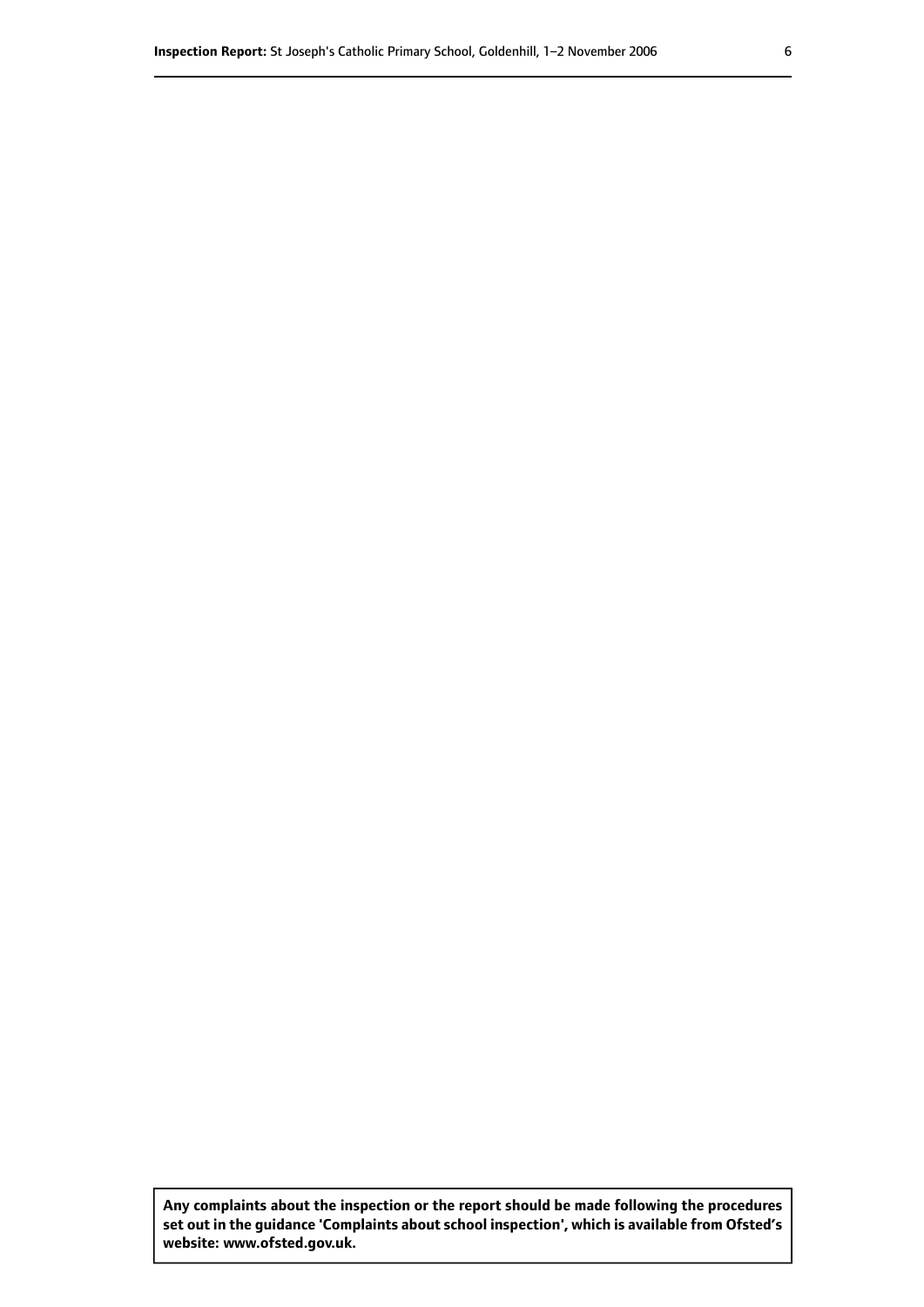**Any complaints about the inspection or the report should be made following the procedures set out in the guidance 'Complaints about school inspection', which is available from Ofsted's website: www.ofsted.gov.uk.**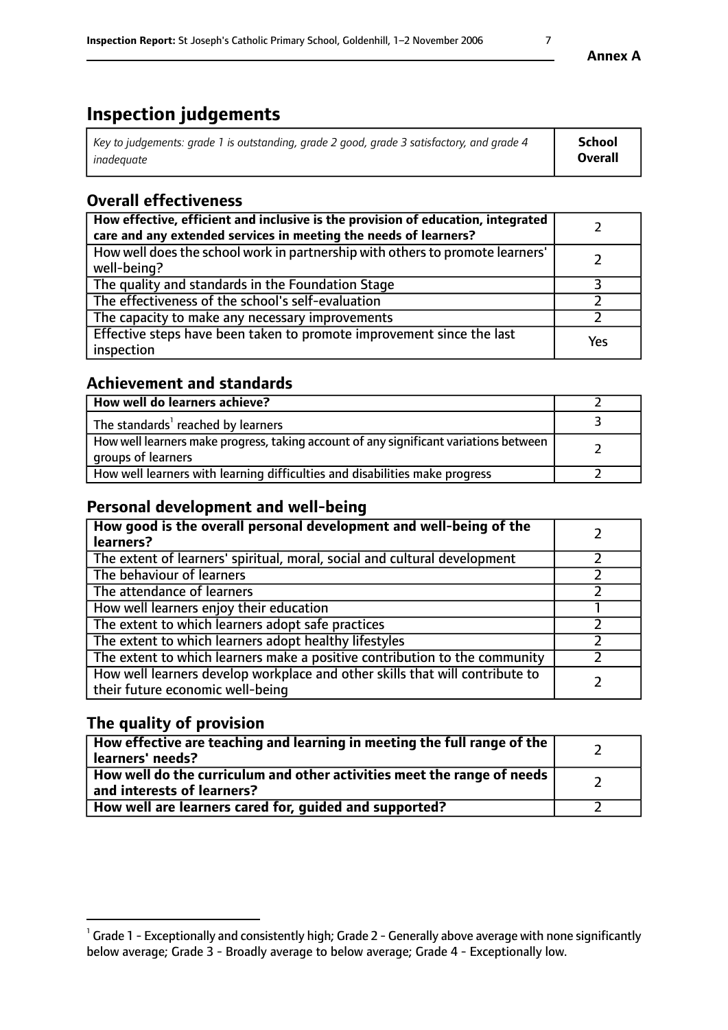# Inspection judgements

| *Key to judgements: grade 1 is outstanding, grade 2 good, grade 3 satisfactory, and grade 4 inadequate* | **School Overall** |
|---|---|

## Overall effectiveness

| | |
|---|---|
| **How effective, efficient and inclusive is the provision of education, integrated care and any extended services in meeting the needs of learners?** | 2 |
| How well does the school work in partnership with others to promote learners' well-being? | 2 |
| The quality and standards in the Foundation Stage | 3 |
| The effectiveness of the school's self-evaluation | 2 |
| The capacity to make any necessary improvements | 2 |
| Effective steps have been taken to promote improvement since the last inspection | Yes |

## Achievement and standards

| | |
|---|---|
| **How well do learners achieve?** | 2 |
| The standards[1] reached by learners | 3 |
| How well learners make progress, taking account of any significant variations between groups of learners | 2 |
| How well learners with learning difficulties and disabilities make progress | 2 |

## Personal development and well-being

| | |
|---|---|
| **How good is the overall personal development and well-being of the learners?** | 2 |
| The extent of learners' spiritual, moral, social and cultural development | 2 |
| The behaviour of learners | 2 |
| The attendance of learners | 2 |
| How well learners enjoy their education | 1 |
| The extent to which learners adopt safe practices | 2 |
| The extent to which learners adopt healthy lifestyles | 2 |
| The extent to which learners make a positive contribution to the community | 2 |
| How well learners develop workplace and other skills that will contribute to their future economic well-being | 2 |

## The quality of provision

| | |
|---|---|
| **How effective are teaching and learning in meeting the full range of the learners' needs?** | 2 |
| **How well do the curriculum and other activities meet the range of needs and interests of learners?** | 2 |
| **How well are learners cared for, guided and supported?** | 2 |

[1] Grade 1 - Exceptionally and consistently high; Grade 2 - Generally above average with none significantly below average; Grade 3 - Broadly average to below average; Grade 4 - Exceptionally low.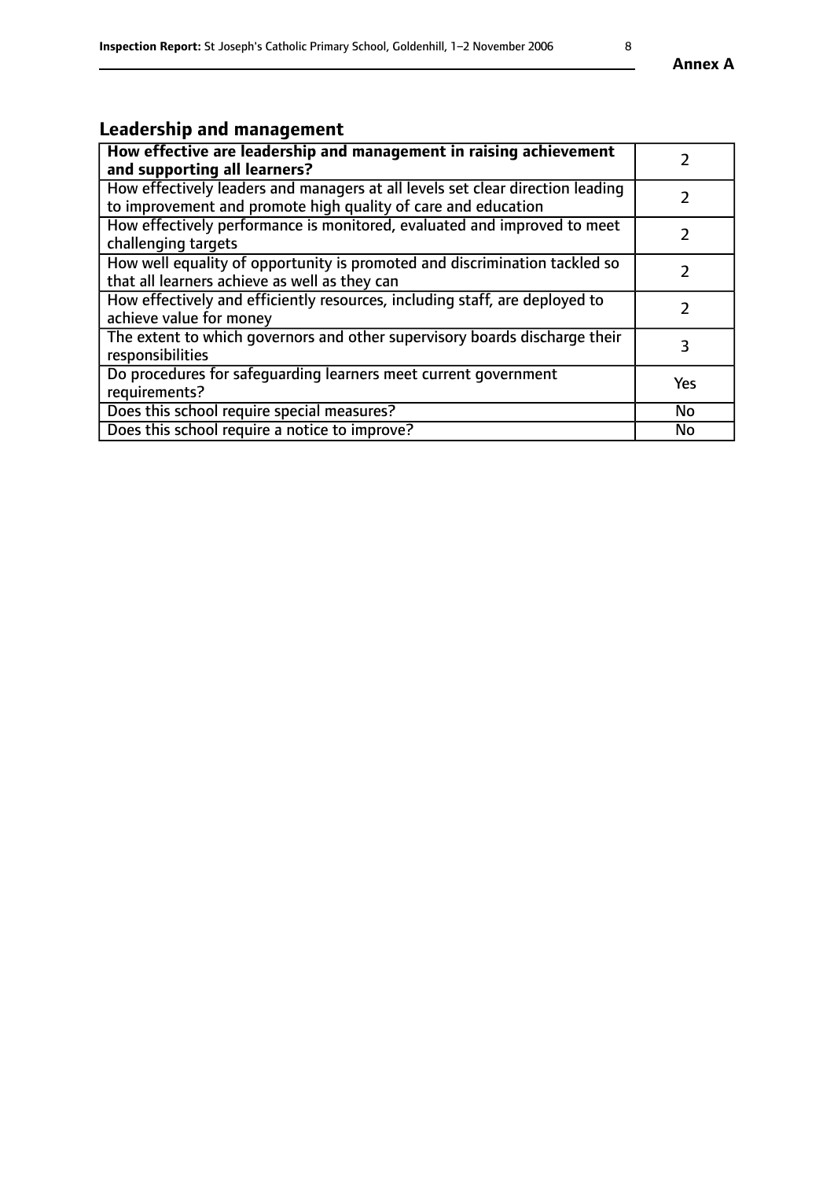## Leadership and management

| | |
|---|---|
| **How effective are leadership and management in raising achievement and supporting all learners?** | 2 |
| How effectively leaders and managers at all levels set clear direction leading to improvement and promote high quality of care and education | 2 |
| How effectively performance is monitored, evaluated and improved to meet challenging targets | 2 |
| How well equality of opportunity is promoted and discrimination tackled so that all learners achieve as well as they can | 2 |
| How effectively and efficiently resources, including staff, are deployed to achieve value for money | 2 |
| The extent to which governors and other supervisory boards discharge their responsibilities | 3 |
| Do procedures for safeguarding learners meet current government requirements? | Yes |
| Does this school require special measures? | No |
| Does this school require a notice to improve? | No |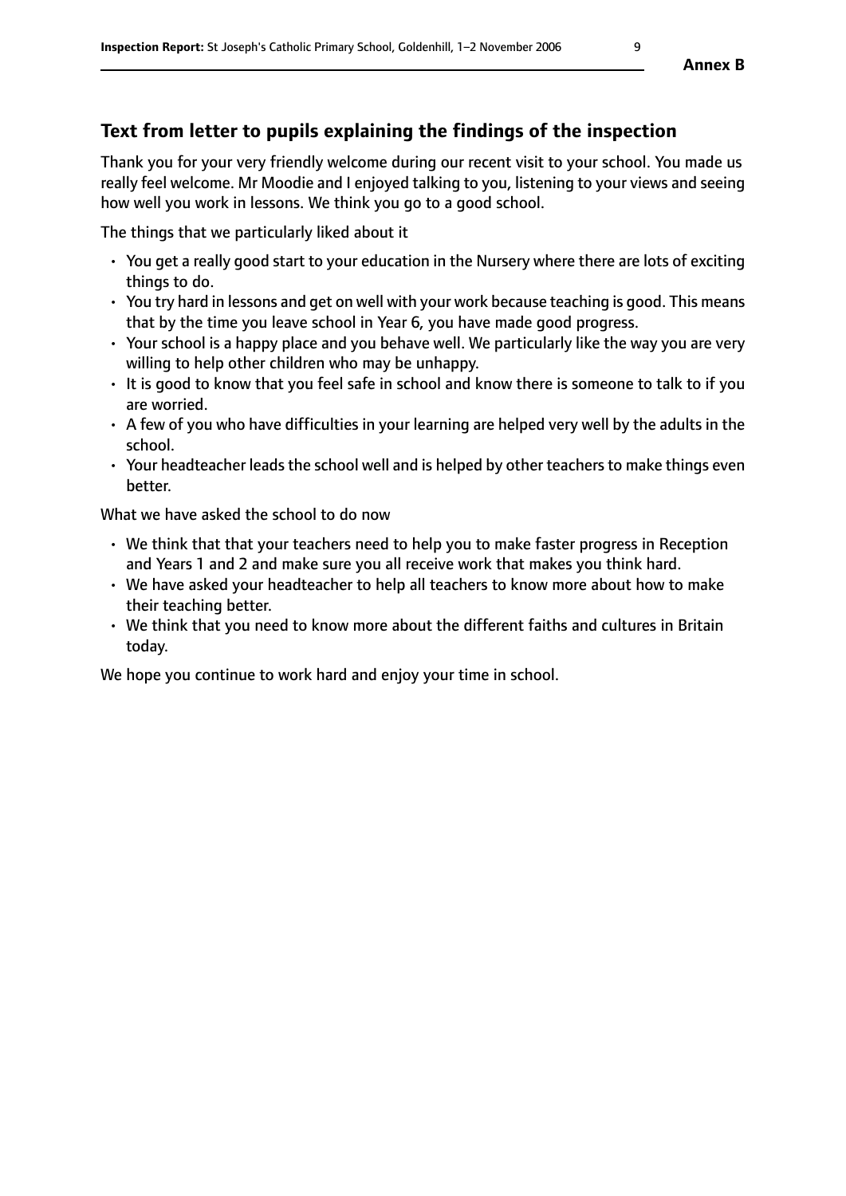## Text from letter to pupils explaining the findings of the inspection

Thank you for your very friendly welcome during our recent visit to your school. You made us really feel welcome. Mr Moodie and I enjoyed talking to you, listening to your views and seeing how well you work in lessons. We think you go to a good school.

The things that we particularly liked about it

- You get a really good start to your education in the Nursery where there are lots of exciting things to do.
- You try hard in lessons and get on well with your work because teaching is good. This means that by the time you leave school in Year 6, you have made good progress.
- Your school is a happy place and you behave well. We particularly like the way you are very willing to help other children who may be unhappy.
- It is good to know that you feel safe in school and know there is someone to talk to if you are worried.
- A few of you who have difficulties in your learning are helped very well by the adults in the school.
- Your headteacher leads the school well and is helped by other teachers to make things even better.

What we have asked the school to do now

- We think that that your teachers need to help you to make faster progress in Reception and Years 1 and 2 and make sure you all receive work that makes you think hard.
- We have asked your headteacher to help all teachers to know more about how to make their teaching better.
- We think that you need to know more about the different faiths and cultures in Britain today.

We hope you continue to work hard and enjoy your time in school.